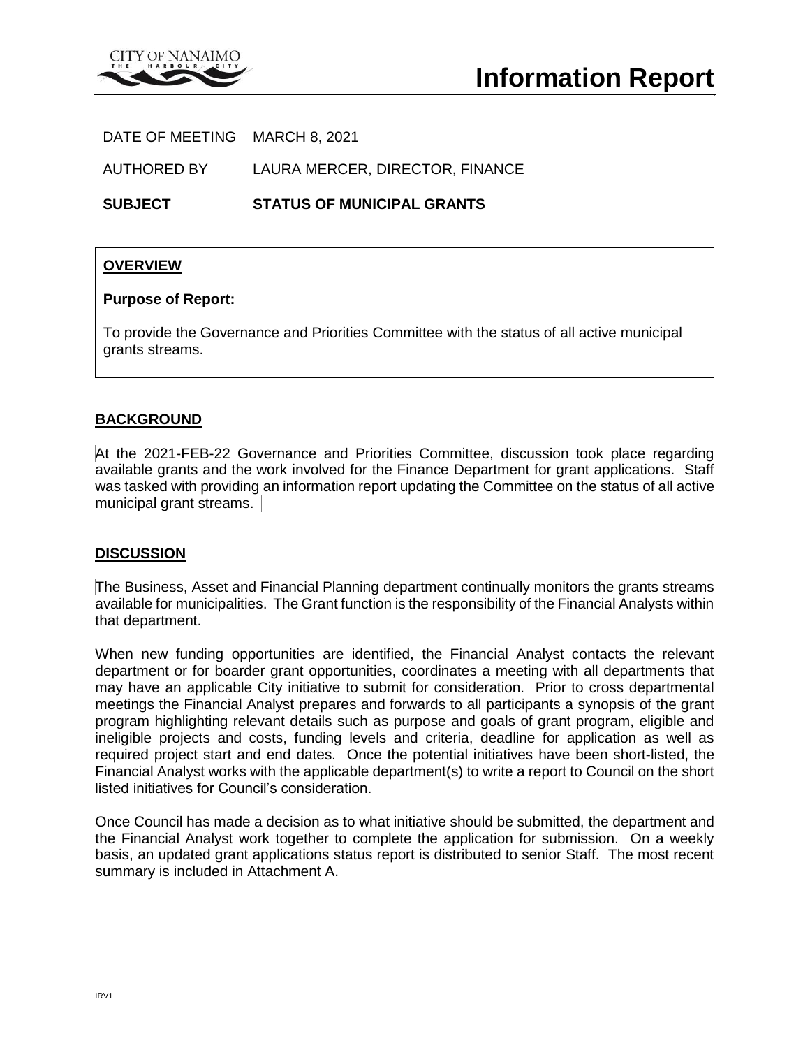CITY OF NANAIMO
THE HARBOUR CITY

# Information Report

DATE OF MEETING MARCH 8, 2021

AUTHORED BY LAURA MERCER, DIRECTOR, FINANCE

**SUBJECT STATUS OF MUNICIPAL GRANTS**

## OVERVIEW

**Purpose of Report:**

To provide the Governance and Priorities Committee with the status of all active municipal grants streams.

## BACKGROUND

At the 2021-FEB-22 Governance and Priorities Committee, discussion took place regarding available grants and the work involved for the Finance Department for grant applications. Staff was tasked with providing an information report updating the Committee on the status of all active municipal grant streams.

## DISCUSSION

The Business, Asset and Financial Planning department continually monitors the grants streams available for municipalities. The Grant function is the responsibility of the Financial Analysts within that department.

When new funding opportunities are identified, the Financial Analyst contacts the relevant department or for boarder grant opportunities, coordinates a meeting with all departments that may have an applicable City initiative to submit for consideration. Prior to cross departmental meetings the Financial Analyst prepares and forwards to all participants a synopsis of the grant program highlighting relevant details such as purpose and goals of grant program, eligible and ineligible projects and costs, funding levels and criteria, deadline for application as well as required project start and end dates. Once the potential initiatives have been short-listed, the Financial Analyst works with the applicable department(s) to write a report to Council on the short listed initiatives for Council's consideration.

Once Council has made a decision as to what initiative should be submitted, the department and the Financial Analyst work together to complete the application for submission. On a weekly basis, an updated grant applications status report is distributed to senior Staff. The most recent summary is included in Attachment A.

IRV1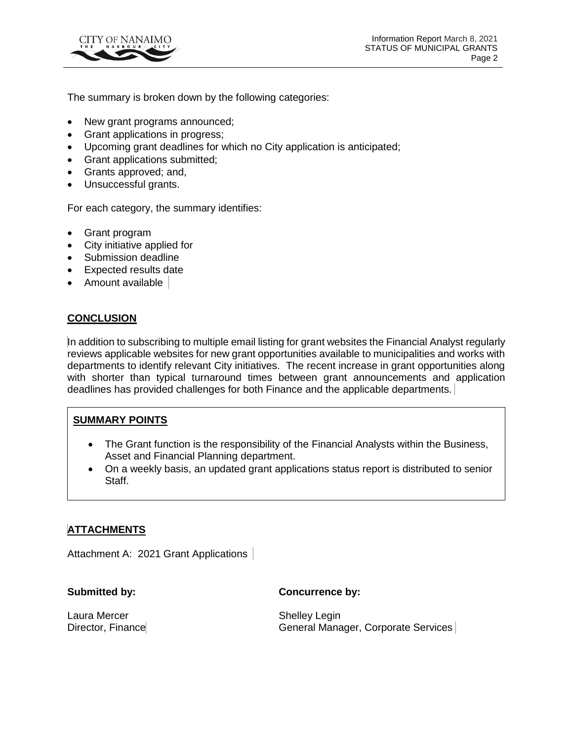The summary is broken down by the following categories:

- New grant programs announced;
- Grant applications in progress;
- Upcoming grant deadlines for which no City application is anticipated;
- Grant applications submitted;
- Grants approved; and,
- Unsuccessful grants.

For each category, the summary identifies:

- Grant program
- City initiative applied for
- Submission deadline
- Expected results date
- Amount available

## CONCLUSION

In addition to subscribing to multiple email listing for grant websites the Financial Analyst regularly reviews applicable websites for new grant opportunities available to municipalities and works with departments to identify relevant City initiatives. The recent increase in grant opportunities along with shorter than typical turnaround times between grant announcements and application deadlines has provided challenges for both Finance and the applicable departments.

## SUMMARY POINTS

- The Grant function is the responsibility of the Financial Analysts within the Business, Asset and Financial Planning department.
- On a weekly basis, an updated grant applications status report is distributed to senior Staff.

## ATTACHMENTS

Attachment A: 2021 Grant Applications

**Submitted by:**

Laura Mercer
Director, Finance

**Concurrence by:**

Shelley Legin
General Manager, Corporate Services